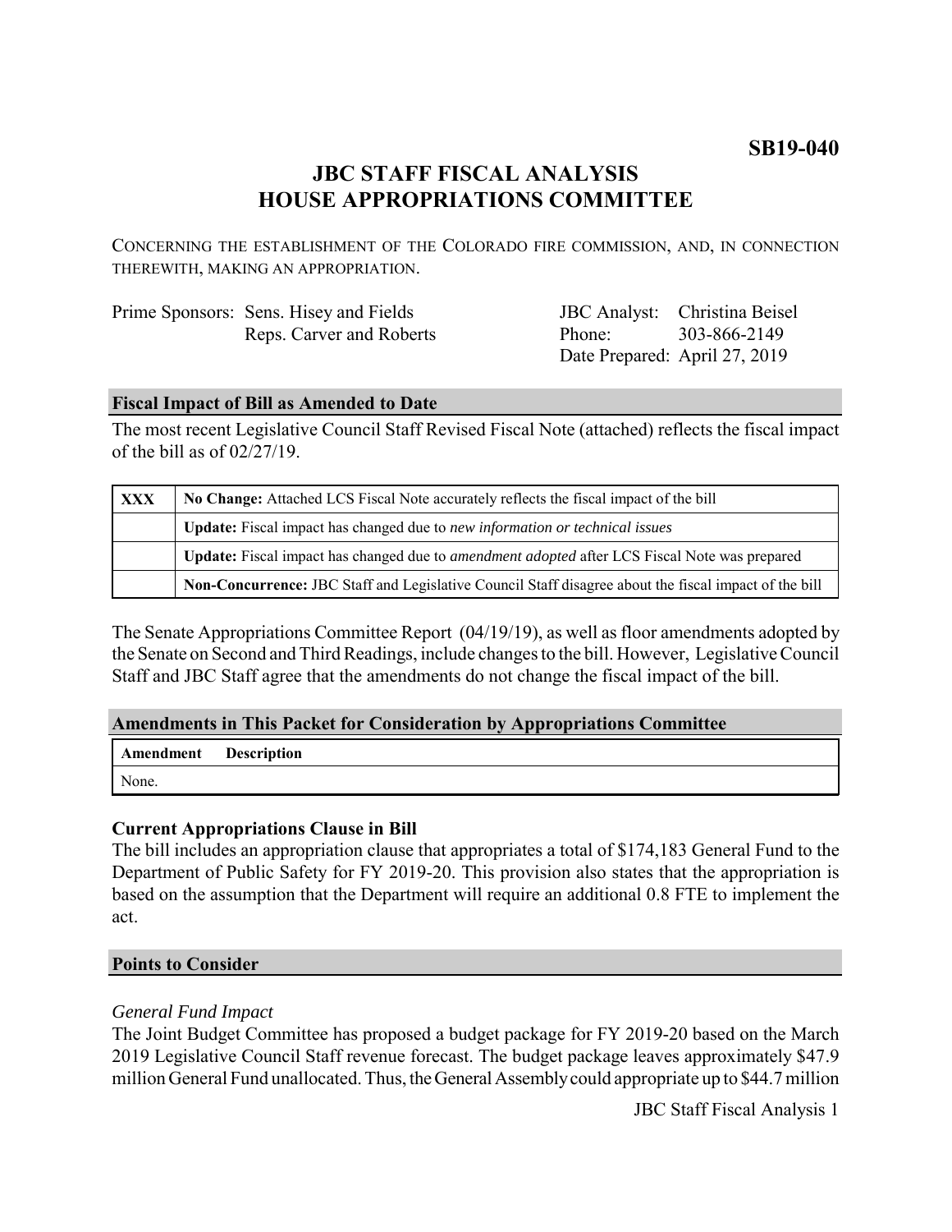**SB19-040**

# JBC STAFF FISCAL ANALYSIS
# HOUSE APPROPRIATIONS COMMITTEE

CONCERNING THE ESTABLISHMENT OF THE COLORADO FIRE COMMISSION, AND, IN CONNECTION THEREWITH, MAKING AN APPROPRIATION.

| | | | |
|---|---|---|---|
| Prime Sponsors: | Sens. Hisey and Fields | JBC Analyst: | Christina Beisel |
| | Reps. Carver and Roberts | Phone: | 303-866-2149 |
| | | Date Prepared: | April 27, 2019 |

## Fiscal Impact of Bill as Amended to Date

The most recent Legislative Council Staff Revised Fiscal Note (attached) reflects the fiscal impact of the bill as of 02/27/19.

| | |
|---|---|
| **XXX** | **No Change:** Attached LCS Fiscal Note accurately reflects the fiscal impact of the bill |
| | **Update:** Fiscal impact has changed due to *new information or technical issues* |
| | **Update:** Fiscal impact has changed due to *amendment adopted* after LCS Fiscal Note was prepared |
| | **Non-Concurrence:** JBC Staff and Legislative Council Staff disagree about the fiscal impact of the bill |

The Senate Appropriations Committee Report (04/19/19), as well as floor amendments adopted by the Senate on Second and Third Readings, include changes to the bill. However, Legislative Council Staff and JBC Staff agree that the amendments do not change the fiscal impact of the bill.

## Amendments in This Packet for Consideration by Appropriations Committee

| Amendment | Description |
|---|---|
| None. | |

### Current Appropriations Clause in Bill

The bill includes an appropriation clause that appropriates a total of $174,183 General Fund to the Department of Public Safety for FY 2019-20. This provision also states that the appropriation is based on the assumption that the Department will require an additional 0.8 FTE to implement the act.

## Points to Consider

*General Fund Impact*

The Joint Budget Committee has proposed a budget package for FY 2019-20 based on the March 2019 Legislative Council Staff revenue forecast. The budget package leaves approximately $47.9 million General Fund unallocated. Thus, the General Assembly could appropriate up to $44.7 million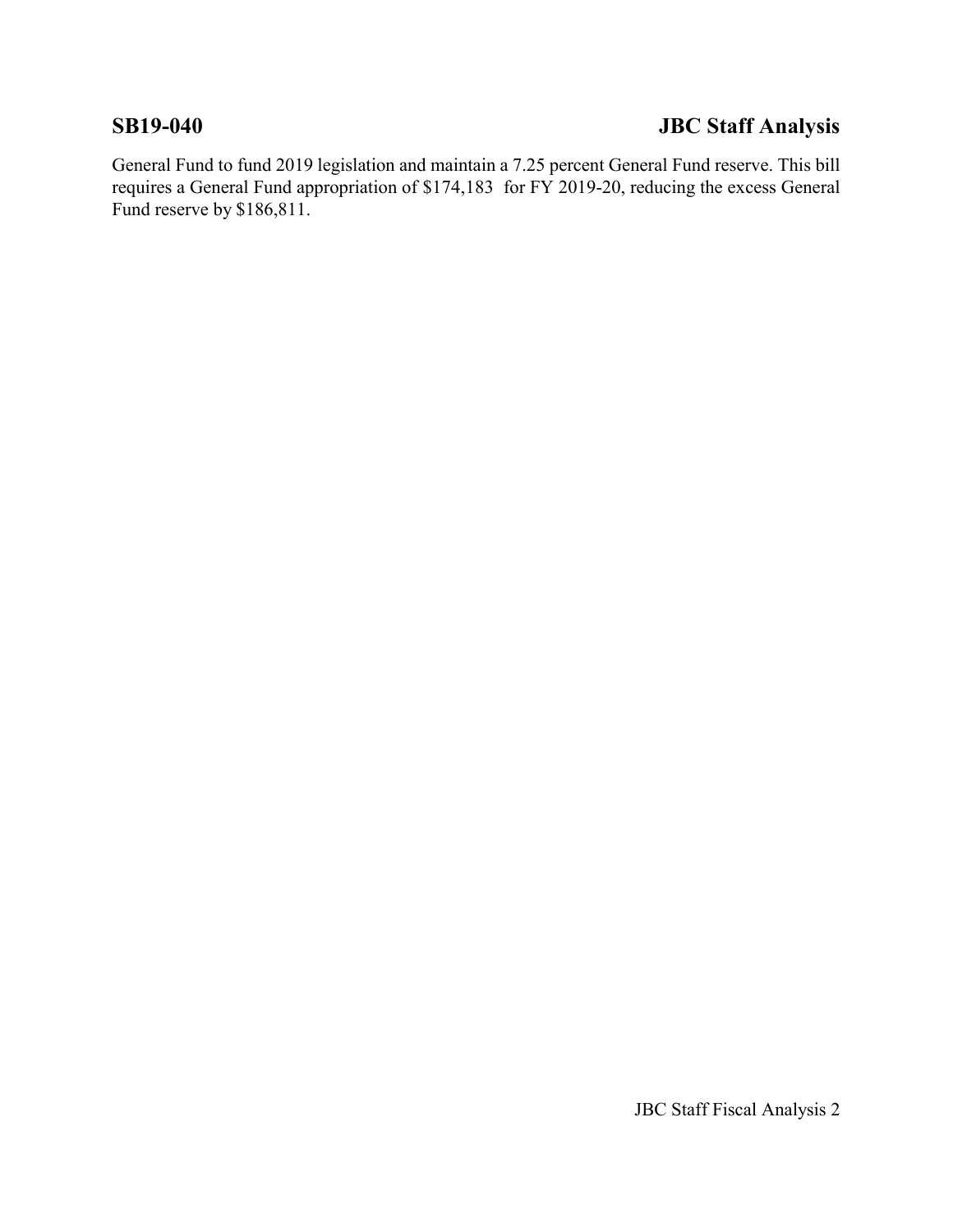General Fund to fund 2019 legislation and maintain a 7.25 percent General Fund reserve. This bill requires a General Fund appropriation of $174,183 for FY 2019-20, reducing the excess General Fund reserve by $186,811.